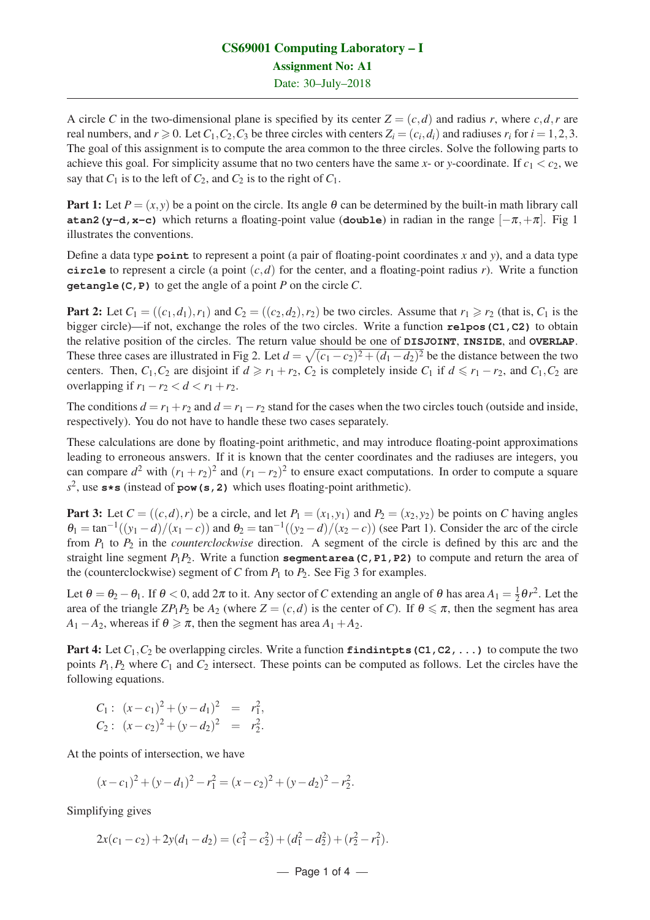# CS69001 Computing Laboratory – I

## Assignment No: A1

Date: 30–July–2018

---

A circle $C$ in the two-dimensional plane is specified by its center $Z = (c,d)$ and radius $r$, where $c,d,r$ are real numbers, and $r \geqslant 0$. Let $C_1, C_2, C_3$ be three circles with centers $Z_i = (c_i, d_i)$ and radiuses $r_i$ for $i = 1,2,3$. The goal of this assignment is to compute the area common to the three circles. Solve the following parts to achieve this goal. For simplicity assume that no two centers have the same $x$- or $y$-coordinate. If $c_1 < c_2$, we say that $C_1$ is to the left of $C_2$, and $C_2$ is to the right of $C_1$.

**Part 1:** Let $P = (x,y)$ be a point on the circle. Its angle $\theta$ can be determined by the built-in math library call **`atan2(y-d,x-c)`** which returns a floating-point value (**`double`**) in radian in the range $[-\pi, +\pi]$. Fig 1 illustrates the conventions.

Define a data type **`point`** to represent a point (a pair of floating-point coordinates $x$ and $y$), and a data type **`circle`** to represent a circle (a point $(c,d)$ for the center, and a floating-point radius $r$). Write a function **`getangle(C,P)`** to get the angle of a point $P$ on the circle $C$.

**Part 2:** Let $C_1 = ((c_1,d_1),r_1)$ and $C_2 = ((c_2,d_2),r_2)$ be two circles. Assume that $r_1 \geqslant r_2$ (that is, $C_1$ is the bigger circle)—if not, exchange the roles of the two circles. Write a function **`relpos(C1,C2)`** to obtain the relative position of the circles. The return value should be one of **`DISJOINT`**, **`INSIDE`**, and **`OVERLAP`**. These three cases are illustrated in Fig 2. Let $d = \sqrt{(c_1-c_2)^2 + (d_1-d_2)^2}$ be the distance between the two centers. Then, $C_1, C_2$ are disjoint if $d \geqslant r_1 + r_2$, $C_2$ is completely inside $C_1$ if $d \leqslant r_1 - r_2$, and $C_1, C_2$ are overlapping if $r_1 - r_2 < d < r_1 + r_2$.

The conditions $d = r_1 + r_2$ and $d = r_1 - r_2$ stand for the cases when the two circles touch (outside and inside, respectively). You do not have to handle these two cases separately.

These calculations are done by floating-point arithmetic, and may introduce floating-point approximations leading to erroneous answers. If it is known that the center coordinates and the radiuses are integers, you can compare $d^2$ with $(r_1+r_2)^2$ and $(r_1-r_2)^2$ to ensure exact computations. In order to compute a square $s^2$, use **`s*s`** (instead of **`pow(s,2)`** which uses floating-point arithmetic).

**Part 3:** Let $C = ((c,d),r)$ be a circle, and let $P_1 = (x_1,y_1)$ and $P_2 = (x_2,y_2)$ be points on $C$ having angles $\theta_1 = \tan^{-1}((y_1-d)/(x_1-c))$ and $\theta_2 = \tan^{-1}((y_2-d)/(x_2-c))$ (see Part 1). Consider the arc of the circle from $P_1$ to $P_2$ in the *counterclockwise* direction. A segment of the circle is defined by this arc and the straight line segment $P_1P_2$. Write a function **`segmentarea(C,P1,P2)`** to compute and return the area of the (counterclockwise) segment of $C$ from $P_1$ to $P_2$. See Fig 3 for examples.

Let $\theta = \theta_2 - \theta_1$. If $\theta < 0$, add $2\pi$ to it. Any sector of $C$ extending an angle of $\theta$ has area $A_1 = \frac{1}{2}\theta r^2$. Let the area of the triangle $ZP_1P_2$ be $A_2$ (where $Z = (c,d)$ is the center of $C$). If $\theta \leqslant \pi$, then the segment has area $A_1 - A_2$, whereas if $\theta \geqslant \pi$, then the segment has area $A_1 + A_2$.

**Part 4:** Let $C_1, C_2$ be overlapping circles. Write a function **`findintpts(C1,C2,...)`** to compute the two points $P_1, P_2$ where $C_1$ and $C_2$ intersect. These points can be computed as follows. Let the circles have the following equations.

$$
\begin{aligned}
C_1: \; (x-c_1)^2 + (y-d_1)^2 &= r_1^2, \\
C_2: \; (x-c_2)^2 + (y-d_2)^2 &= r_2^2.
\end{aligned}
$$

At the points of intersection, we have

$$(x-c_1)^2 + (y-d_1)^2 - r_1^2 = (x-c_2)^2 + (y-d_2)^2 - r_2^2.$$

Simplifying gives

$$2x(c_1-c_2) + 2y(d_1-d_2) = (c_1^2 - c_2^2) + (d_1^2 - d_2^2) + (r_2^2 - r_1^2).$$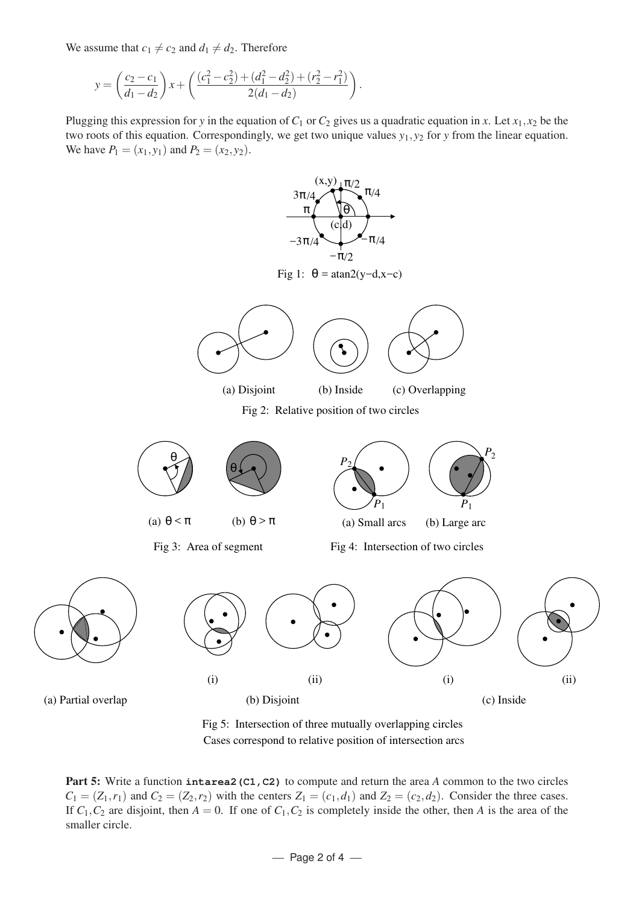We assume that $c_1 \neq c_2$ and $d_1 \neq d_2$. Therefore

$$y = \left(\frac{c_2 - c_1}{d_1 - d_2}\right) x + \left(\frac{(c_1^2 - c_2^2) + (d_1^2 - d_2^2) + (r_2^2 - r_1^2)}{2(d_1 - d_2)}\right).$$

Plugging this expression for $y$ in the equation of $C_1$ or $C_2$ gives us a quadratic equation in $x$. Let $x_1, x_2$ be the two roots of this equation. Correspondingly, we get two unique values $y_1, y_2$ for $y$ from the linear equation. We have $P_1 = (x_1, y_1)$ and $P_2 = (x_2, y_2)$.

Fig 1: $\theta = \text{atan2}(y-d, x-c)$

(a) Disjoint (b) Inside (c) Overlapping

Fig 2: Relative position of two circles

(a) $\theta < \pi$ (b) $\theta > \pi$

Fig 3: Area of segment

(a) Small arcs (b) Large arc

Fig 4: Intersection of two circles

(a) Partial overlap (b) Disjoint (i) (ii) (c) Inside (i) (ii)

Fig 5: Intersection of three mutually overlapping circles
Cases correspond to relative position of intersection arcs

**Part 5:** Write a function **intarea2(C1,C2)** to compute and return the area $A$ common to the two circles $C_1 = (Z_1, r_1)$ and $C_2 = (Z_2, r_2)$ with the centers $Z_1 = (c_1, d_1)$ and $Z_2 = (c_2, d_2)$. Consider the three cases. If $C_1, C_2$ are disjoint, then $A = 0$. If one of $C_1, C_2$ is completely inside the other, then $A$ is the area of the smaller circle.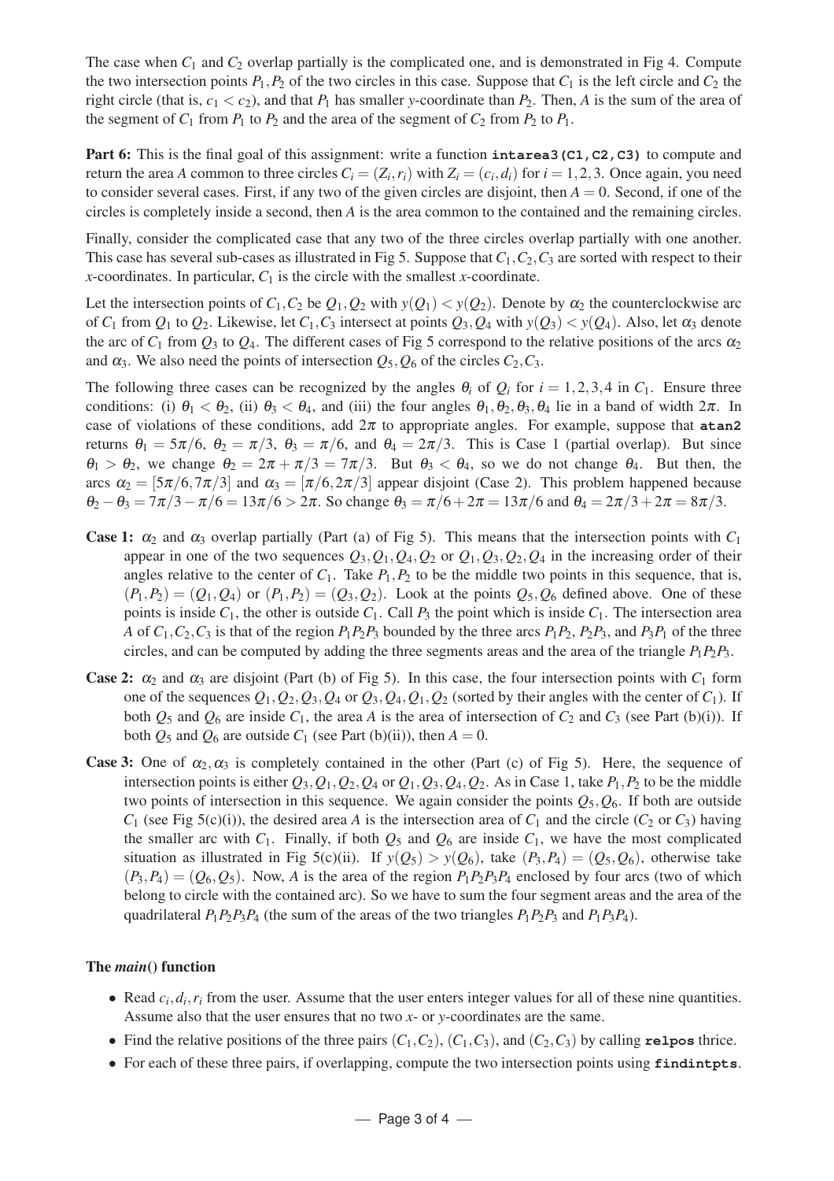The case when $C_1$ and $C_2$ overlap partially is the complicated one, and is demonstrated in Fig 4. Compute the two intersection points $P_1, P_2$ of the two circles in this case. Suppose that $C_1$ is the left circle and $C_2$ the right circle (that is, $c_1 < c_2$), and that $P_1$ has smaller $y$-coordinate than $P_2$. Then, $A$ is the sum of the area of the segment of $C_1$ from $P_1$ to $P_2$ and the area of the segment of $C_2$ from $P_2$ to $P_1$.

**Part 6:** This is the final goal of this assignment: write a function **intarea3(C1,C2,C3)** to compute and return the area $A$ common to three circles $C_i = (Z_i, r_i)$ with $Z_i = (c_i, d_i)$ for $i = 1, 2, 3$. Once again, you need to consider several cases. First, if any two of the given circles are disjoint, then $A = 0$. Second, if one of the circles is completely inside a second, then $A$ is the area common to the contained and the remaining circles.

Finally, consider the complicated case that any two of the three circles overlap partially with one another. This case has several sub-cases as illustrated in Fig 5. Suppose that $C_1, C_2, C_3$ are sorted with respect to their $x$-coordinates. In particular, $C_1$ is the circle with the smallest $x$-coordinate.

Let the intersection points of $C_1, C_2$ be $Q_1, Q_2$ with $y(Q_1) < y(Q_2)$. Denote by $\alpha_2$ the counterclockwise arc of $C_1$ from $Q_1$ to $Q_2$. Likewise, let $C_1, C_3$ intersect at points $Q_3, Q_4$ with $y(Q_3) < y(Q_4)$. Also, let $\alpha_3$ denote the arc of $C_1$ from $Q_3$ to $Q_4$. The different cases of Fig 5 correspond to the relative positions of the arcs $\alpha_2$ and $\alpha_3$. We also need the points of intersection $Q_5, Q_6$ of the circles $C_2, C_3$.

The following three cases can be recognized by the angles $\theta_i$ of $Q_i$ for $i = 1, 2, 3, 4$ in $C_1$. Ensure three conditions: (i) $\theta_1 < \theta_2$, (ii) $\theta_3 < \theta_4$, and (iii) the four angles $\theta_1, \theta_2, \theta_3, \theta_4$ lie in a band of width $2\pi$. In case of violations of these conditions, add $2\pi$ to appropriate angles. For example, suppose that **atan2** returns $\theta_1 = 5\pi/6$, $\theta_2 = \pi/3$, $\theta_3 = \pi/6$, and $\theta_4 = 2\pi/3$. This is Case 1 (partial overlap). But since $\theta_1 > \theta_2$, we change $\theta_2 = 2\pi + \pi/3 = 7\pi/3$. But $\theta_3 < \theta_4$, so we do not change $\theta_4$. But then, the arcs $\alpha_2 = [5\pi/6, 7\pi/3]$ and $\alpha_3 = [\pi/6, 2\pi/3]$ appear disjoint (Case 2). This problem happened because $\theta_2 - \theta_3 = 7\pi/3 - \pi/6 = 13\pi/6 > 2\pi$. So change $\theta_3 = \pi/6 + 2\pi = 13\pi/6$ and $\theta_4 = 2\pi/3 + 2\pi = 8\pi/3$.

- **Case 1:** $\alpha_2$ and $\alpha_3$ overlap partially (Part (a) of Fig 5). This means that the intersection points with $C_1$ appear in one of the two sequences $Q_3, Q_1, Q_4, Q_2$ or $Q_1, Q_3, Q_2, Q_4$ in the increasing order of their angles relative to the center of $C_1$. Take $P_1, P_2$ to be the middle two points in this sequence, that is, $(P_1, P_2) = (Q_1, Q_4)$ or $(P_1, P_2) = (Q_3, Q_2)$. Look at the points $Q_5, Q_6$ defined above. One of these points is inside $C_1$, the other is outside $C_1$. Call $P_3$ the point which is inside $C_1$. The intersection area $A$ of $C_1, C_2, C_3$ is that of the region $P_1P_2P_3$ bounded by the three arcs $P_1P_2$, $P_2P_3$, and $P_3P_1$ of the three circles, and can be computed by adding the three segments areas and the area of the triangle $P_1P_2P_3$.

- **Case 2:** $\alpha_2$ and $\alpha_3$ are disjoint (Part (b) of Fig 5). In this case, the four intersection points with $C_1$ form one of the sequences $Q_1, Q_2, Q_3, Q_4$ or $Q_3, Q_4, Q_1, Q_2$ (sorted by their angles with the center of $C_1$). If both $Q_5$ and $Q_6$ are inside $C_1$, the area $A$ is the area of intersection of $C_2$ and $C_3$ (see Part (b)(i)). If both $Q_5$ and $Q_6$ are outside $C_1$ (see Part (b)(ii)), then $A = 0$.

- **Case 3:** One of $\alpha_2, \alpha_3$ is completely contained in the other (Part (c) of Fig 5). Here, the sequence of intersection points is either $Q_3, Q_1, Q_2, Q_4$ or $Q_1, Q_3, Q_4, Q_2$. As in Case 1, take $P_1, P_2$ to be the middle two points of intersection in this sequence. We again consider the points $Q_5, Q_6$. If both are outside $C_1$ (see Fig 5(c)(i)), the desired area $A$ is the intersection area of $C_1$ and the circle ($C_2$ or $C_3$) having the smaller arc with $C_1$. Finally, if both $Q_5$ and $Q_6$ are inside $C_1$, we have the most complicated situation as illustrated in Fig 5(c)(ii). If $y(Q_5) > y(Q_6)$, take $(P_3, P_4) = (Q_5, Q_6)$, otherwise take $(P_3, P_4) = (Q_6, Q_5)$. Now, $A$ is the area of the region $P_1P_2P_3P_4$ enclosed by four arcs (two of which belong to circle with the contained arc). So we have to sum the four segment areas and the area of the quadrilateral $P_1P_2P_3P_4$ (the sum of the areas of the two triangles $P_1P_2P_3$ and $P_1P_3P_4$).

### The *main*() function

- Read $c_i, d_i, r_i$ from the user. Assume that the user enters integer values for all of these nine quantities. Assume also that the user ensures that no two $x$- or $y$-coordinates are the same.
- Find the relative positions of the three pairs $(C_1, C_2)$, $(C_1, C_3)$, and $(C_2, C_3)$ by calling **relpos** thrice.
- For each of these three pairs, if overlapping, compute the two intersection points using **findintpts**.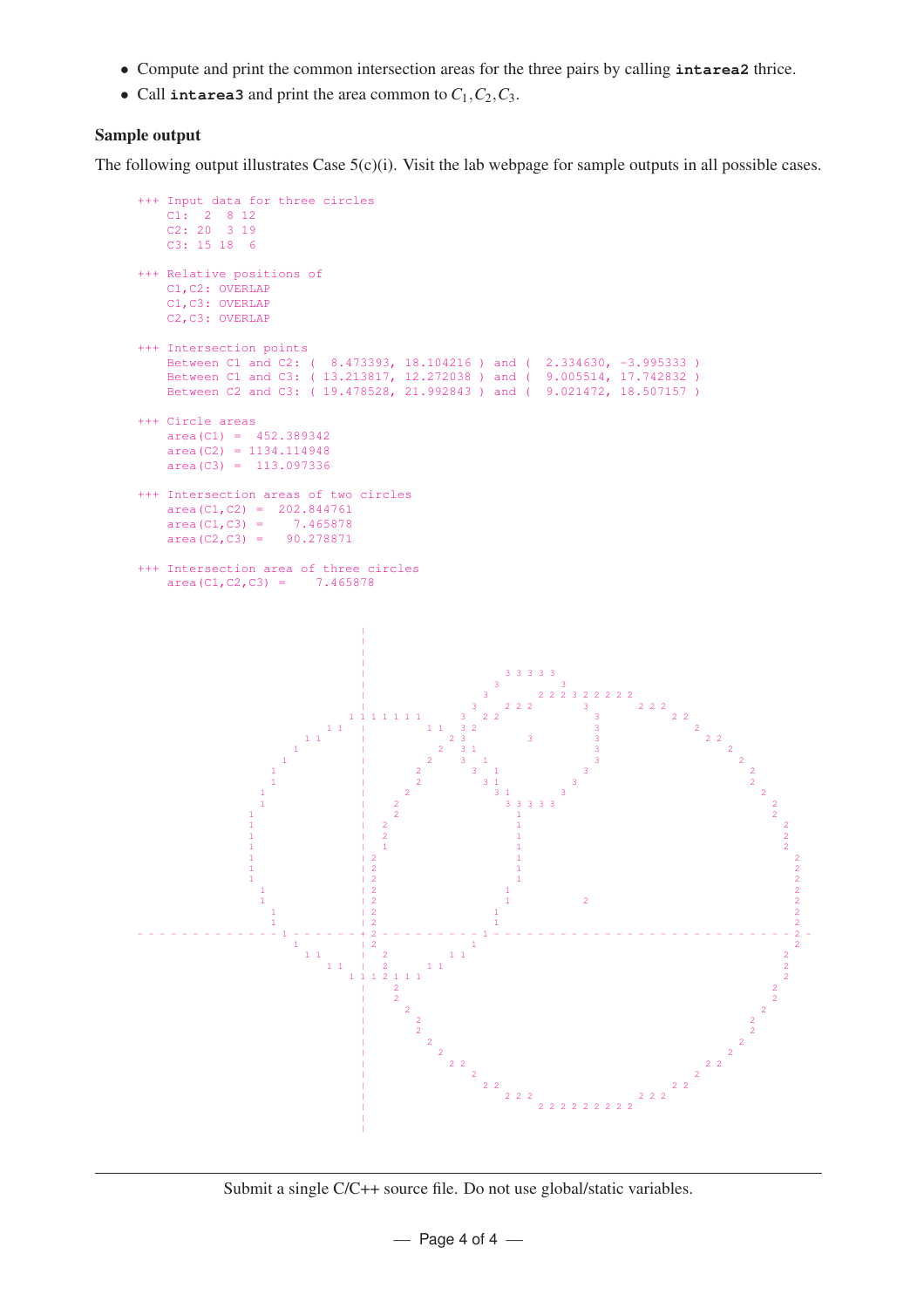- Compute and print the common intersection areas for the three pairs by calling **intarea2** thrice.
- Call **intarea3** and print the area common to $C_1, C_2, C_3$.

### Sample output

The following output illustrates Case 5(c)(i). Visit the lab webpage for sample outputs in all possible cases.

```
+++ Input data for three circles
    C1:  2  8 12
    C2: 20  3 19
    C3: 15 18  6

+++ Relative positions of
    C1,C2: OVERLAP
    C1,C3: OVERLAP
    C2,C3: OVERLAP

+++ Intersection points
    Between C1 and C2: (  8.473393, 18.104216 ) and (  2.334630, -3.995333 )
    Between C1 and C3: ( 13.213817, 12.272038 ) and (  9.005514, 17.742832 )
    Between C2 and C3: ( 19.478528, 21.992843 ) and (  9.021472, 18.507157 )

+++ Circle areas
    area(C1) =  452.389342
    area(C2) = 1134.114948
    area(C3) =  113.097336

+++ Intersection areas of two circles
    area(C1,C2) =  202.844761
    area(C1,C3) =    7.465878
    area(C2,C3) =   90.278871

+++ Intersection area of three circles
    area(C1,C2,C3) =    7.465878
```

Submit a single C/C++ source file. Do not use global/static variables.